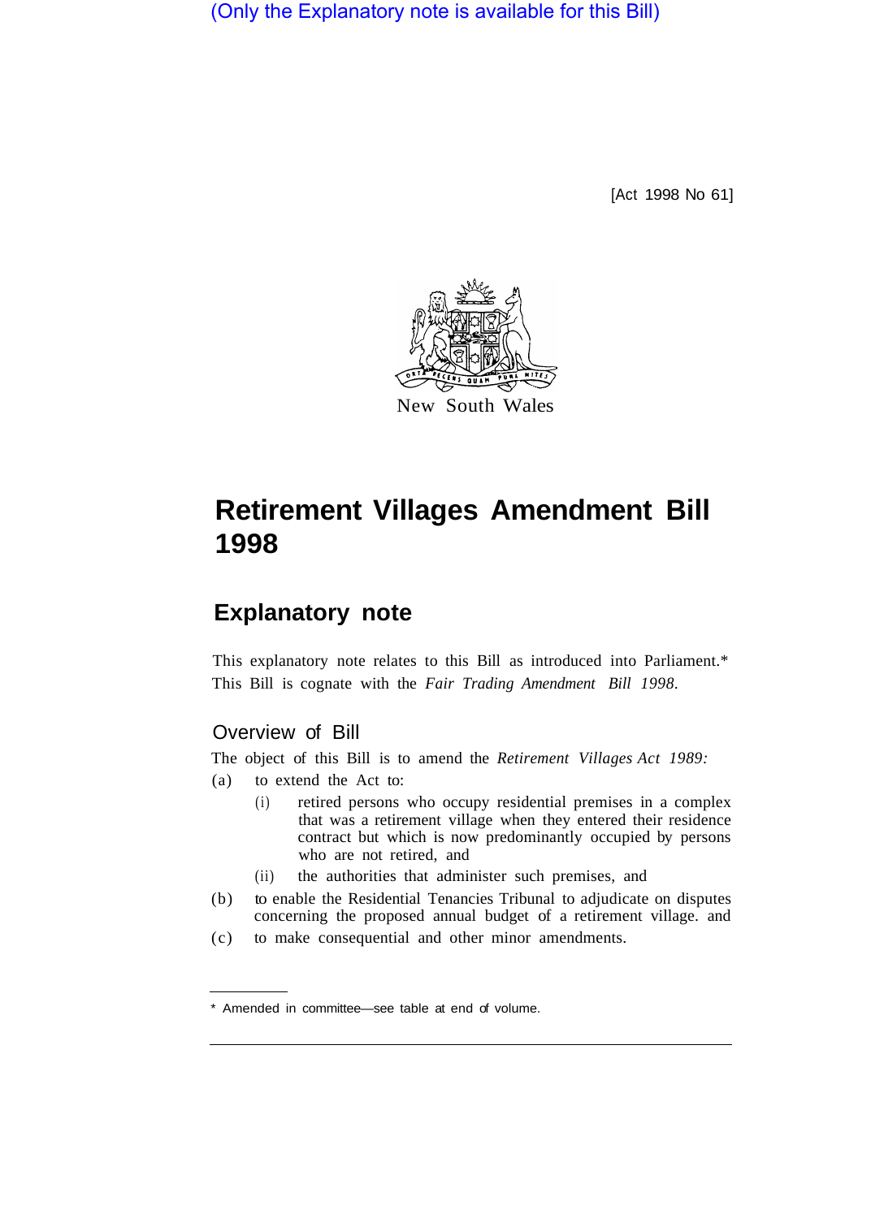(Only the Explanatory note is available for this Bill)

[Act 1998 No 61]

New South Wales

# Retirement Villages Amendment Bill 1998

## Explanatory note

This explanatory note relates to this Bill as introduced into Parliament.*
This Bill is cognate with the *Fair Trading Amendment Bill 1998*.

### Overview of Bill

The object of this Bill is to amend the *Retirement Villages Act 1989:*

(a) to extend the Act to:

   (i) retired persons who occupy residential premises in a complex that was a retirement village when they entered their residence contract but which is now predominantly occupied by persons who are not retired, and

   (ii) the authorities that administer such premises, and

(b) to enable the Residential Tenancies Tribunal to adjudicate on disputes concerning the proposed annual budget of a retirement village. and

(c) to make consequential and other minor amendments.

---

* Amended in committee—see table at end of volume.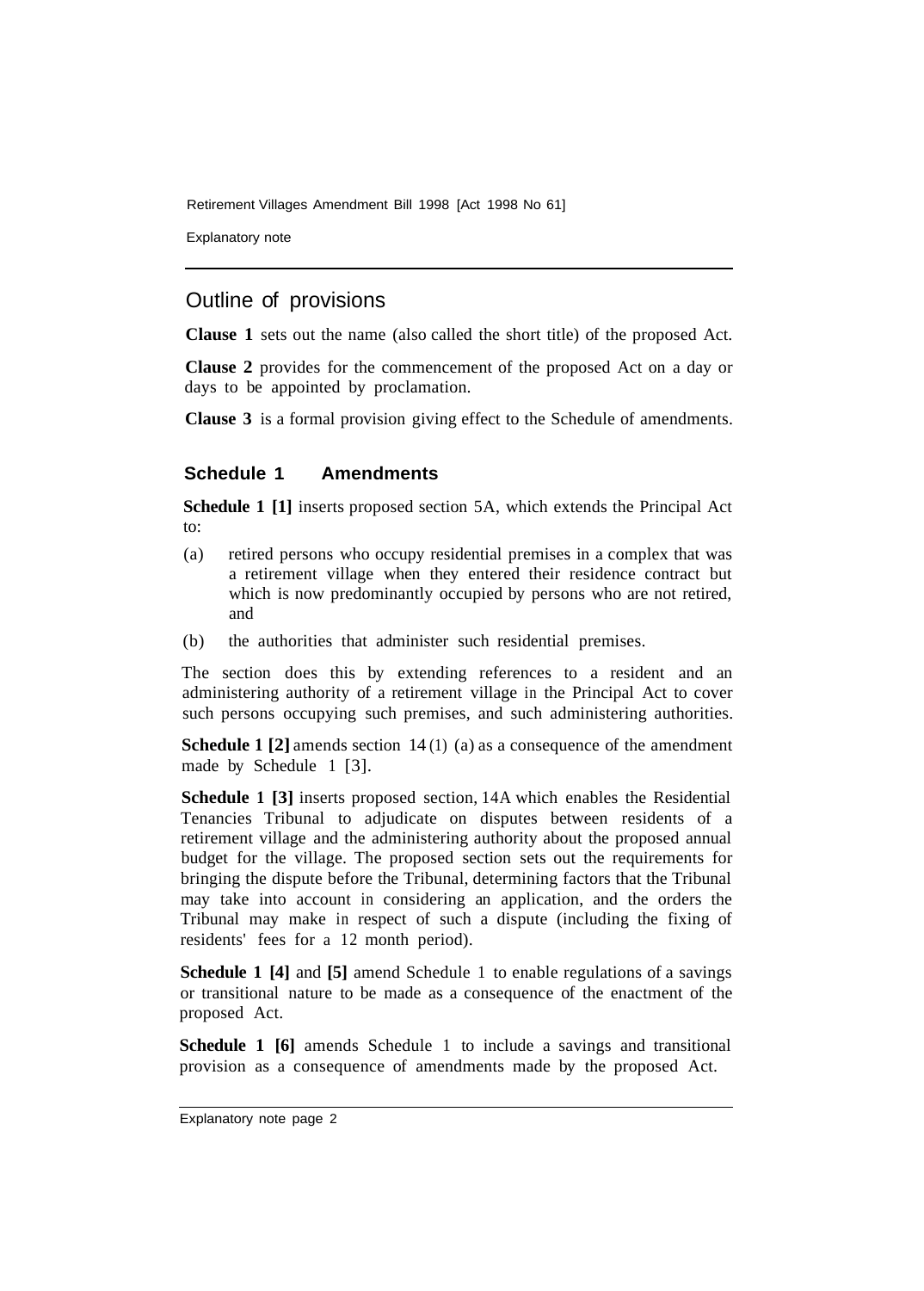## Outline of provisions

**Clause 1** sets out the name (also called the short title) of the proposed Act.

**Clause 2** provides for the commencement of the proposed Act on a day or days to be appointed by proclamation.

**Clause 3** is a formal provision giving effect to the Schedule of amendments.

### Schedule 1 Amendments

**Schedule 1 [1]** inserts proposed section 5A, which extends the Principal Act to:

(a) retired persons who occupy residential premises in a complex that was a retirement village when they entered their residence contract but which is now predominantly occupied by persons who are not retired, and

(b) the authorities that administer such residential premises.

The section does this by extending references to a resident and an administering authority of a retirement village in the Principal Act to cover such persons occupying such premises, and such administering authorities.

**Schedule 1 [2]** amends section 14 (1) (a) as a consequence of the amendment made by Schedule 1 [3].

**Schedule 1 [3]** inserts proposed section, 14A which enables the Residential Tenancies Tribunal to adjudicate on disputes between residents of a retirement village and the administering authority about the proposed annual budget for the village. The proposed section sets out the requirements for bringing the dispute before the Tribunal, determining factors that the Tribunal may take into account in considering an application, and the orders the Tribunal may make in respect of such a dispute (including the fixing of residents' fees for a 12 month period).

**Schedule 1 [4]** and **[5]** amend Schedule 1 to enable regulations of a savings or transitional nature to be made as a consequence of the enactment of the proposed Act.

**Schedule 1 [6]** amends Schedule 1 to include a savings and transitional provision as a consequence of amendments made by the proposed Act.